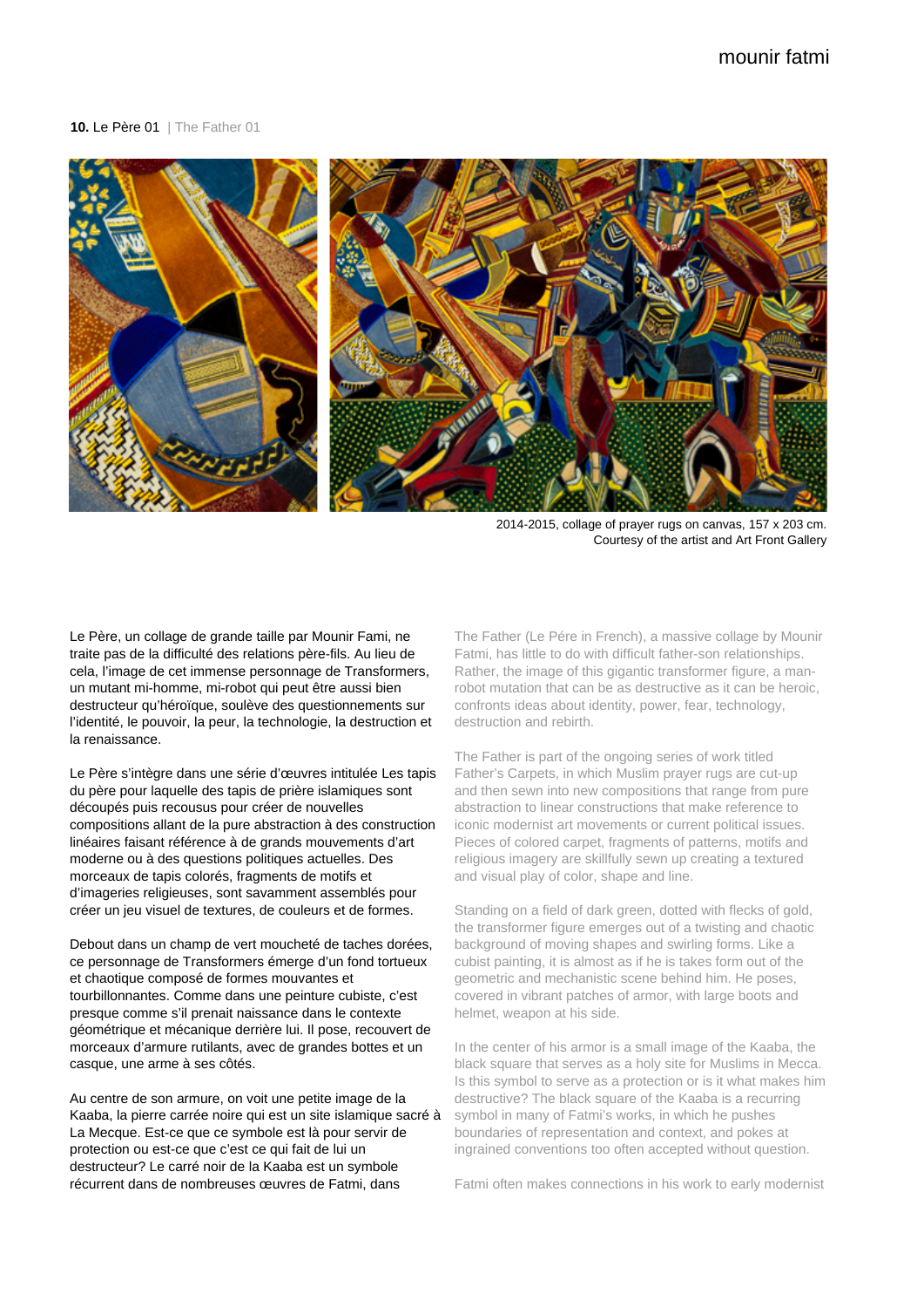**10.** Le Père 01 | The Father 01

2014-2015, collage of prayer rugs on canvas, 157 x 203 cm.
Courtesy of the artist and Art Front Gallery

Le Père, un collage de grande taille par Mounir Fami, ne traite pas de la difficulté des relations père-fils. Au lieu de cela, l'image de cet immense personnage de Transformers, un mutant mi-homme, mi-robot qui peut être aussi bien destructeur qu'héroïque, soulève des questionnements sur l'identité, le pouvoir, la peur, la technologie, la destruction et la renaissance.

Le Père s'intègre dans une série d'œuvres intitulée Les tapis du père pour laquelle des tapis de prière islamiques sont découpés puis recousus pour créer de nouvelles compositions allant de la pure abstraction à des construction linéaires faisant référence à de grands mouvements d'art moderne ou à des questions politiques actuelles. Des morceaux de tapis colorés, fragments de motifs et d'imageries religieuses, sont savamment assemblés pour créer un jeu visuel de textures, de couleurs et de formes.

Debout dans un champ de vert moucheté de taches dorées, ce personnage de Transformers émerge d'un fond tortueux et chaotique composé de formes mouvantes et tourbillonnantes. Comme dans une peinture cubiste, c'est presque comme s'il prenait naissance dans le contexte géométrique et mécanique derrière lui. Il pose, recouvert de morceaux d'armure rutilants, avec de grandes bottes et un casque, une arme à ses côtés.

Au centre de son armure, on voit une petite image de la Kaaba, la pierre carrée noire qui est un site islamique sacré à La Mecque. Est-ce que ce symbole est là pour servir de protection ou est-ce que c'est ce qui fait de lui un destructeur? Le carré noir de la Kaaba est un symbole récurrent dans de nombreuses œuvres de Fatmi, dans

The Father (Le Pére in French), a massive collage by Mounir Fatmi, has little to do with difficult father-son relationships. Rather, the image of this gigantic transformer figure, a man-robot mutation that can be as destructive as it can be heroic, confronts ideas about identity, power, fear, technology, destruction and rebirth.

The Father is part of the ongoing series of work titled Father's Carpets, in which Muslim prayer rugs are cut-up and then sewn into new compositions that range from pure abstraction to linear constructions that make reference to iconic modernist art movements or current political issues. Pieces of colored carpet, fragments of patterns, motifs and religious imagery are skillfully sewn up creating a textured and visual play of color, shape and line.

Standing on a field of dark green, dotted with flecks of gold, the transformer figure emerges out of a twisting and chaotic background of moving shapes and swirling forms. Like a cubist painting, it is almost as if he is takes form out of the geometric and mechanistic scene behind him. He poses, covered in vibrant patches of armor, with large boots and helmet, weapon at his side.

In the center of his armor is a small image of the Kaaba, the black square that serves as a holy site for Muslims in Mecca. Is this symbol to serve as a protection or is it what makes him destructive? The black square of the Kaaba is a recurring symbol in many of Fatmi's works, in which he pushes boundaries of representation and context, and pokes at ingrained conventions too often accepted without question.

Fatmi often makes connections in his work to early modernist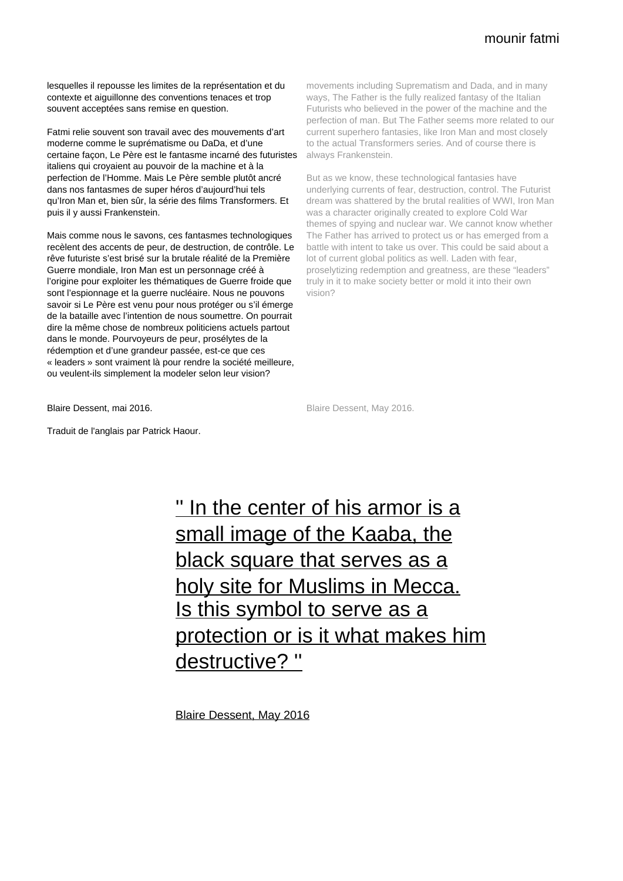lesquelles il repousse les limites de la représentation et du contexte et aiguillonne des conventions tenaces et trop souvent acceptées sans remise en question.

Fatmi relie souvent son travail avec des mouvements d'art moderne comme le suprématisme ou DaDa, et d'une certaine façon, Le Père est le fantasme incarné des futuristes italiens qui croyaient au pouvoir de la machine et à la perfection de l'Homme. Mais Le Père semble plutôt ancré dans nos fantasmes de super héros d'aujourd'hui tels qu'Iron Man et, bien sûr, la série des films Transformers. Et puis il y aussi Frankenstein.

Mais comme nous le savons, ces fantasmes technologiques recèlent des accents de peur, de destruction, de contrôle. Le rêve futuriste s'est brisé sur la brutale réalité de la Première Guerre mondiale, Iron Man est un personnage créé à l'origine pour exploiter les thématiques de Guerre froide que sont l'espionnage et la guerre nucléaire. Nous ne pouvons savoir si Le Père est venu pour nous protéger ou s'il émerge de la bataille avec l'intention de nous soumettre. On pourrait dire la même chose de nombreux politiciens actuels partout dans le monde. Pourvoyeurs de peur, prosélytes de la rédemption et d'une grandeur passée, est-ce que ces « leaders » sont vraiment là pour rendre la société meilleure, ou veulent-ils simplement la modeler selon leur vision?

Blaire Dessent, mai 2016.

Traduit de l'anglais par Patrick Haour.

movements including Suprematism and Dada, and in many ways, The Father is the fully realized fantasy of the Italian Futurists who believed in the power of the machine and the perfection of man. But The Father seems more related to our current superhero fantasies, like Iron Man and most closely to the actual Transformers series. And of course there is always Frankenstein.

But as we know, these technological fantasies have underlying currents of fear, destruction, control. The Futurist dream was shattered by the brutal realities of WWI, Iron Man was a character originally created to explore Cold War themes of spying and nuclear war. We cannot know whether The Father has arrived to protect us or has emerged from a battle with intent to take us over. This could be said about a lot of current global politics as well. Laden with fear, proselytizing redemption and greatness, are these "leaders" truly in it to make society better or mold it into their own vision?

Blaire Dessent, May 2016.

'' In the center of his armor is a small image of the Kaaba, the black square that serves as a holy site for Muslims in Mecca. Is this symbol to serve as a protection or is it what makes him destructive? ''

Blaire Dessent, May 2016